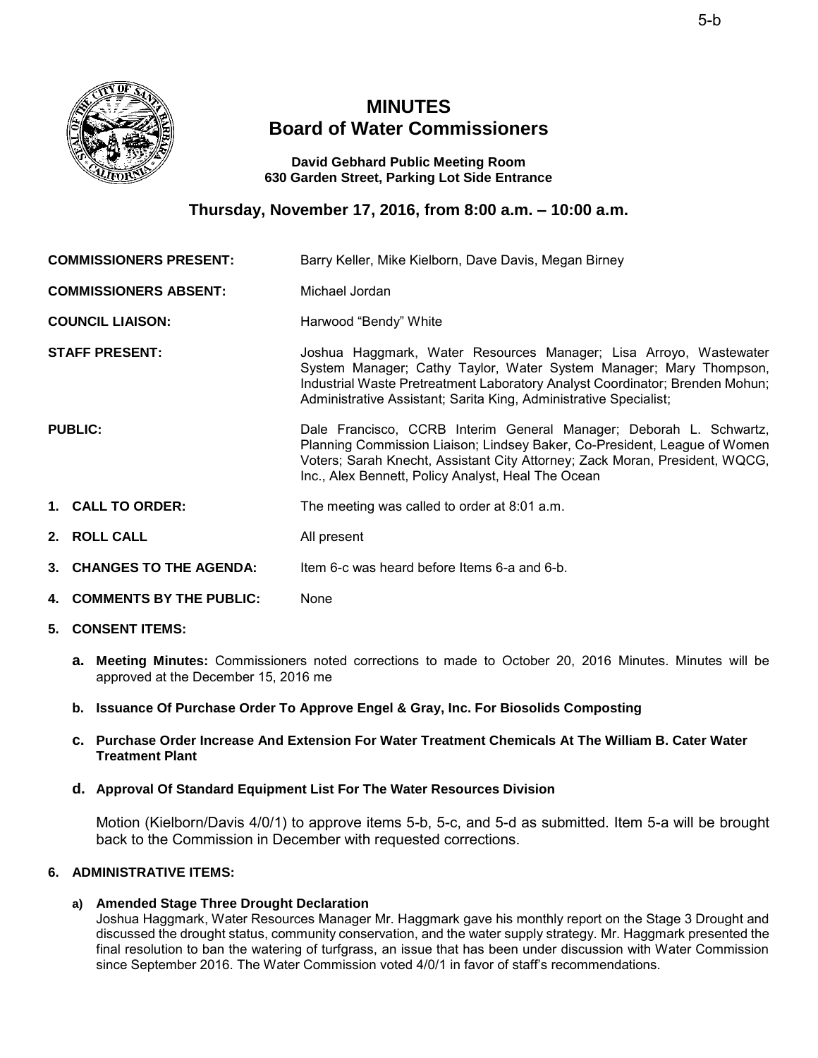# MINUTES
## Board of Water Commissioners

**David Gebhard Public Meeting Room**
**630 Garden Street, Parking Lot Side Entrance**

### Thursday, November 17, 2016, from 8:00 a.m. – 10:00 a.m.

**COMMISSIONERS PRESENT:** Barry Keller, Mike Kielborn, Dave Davis, Megan Birney

**COMMISSIONERS ABSENT:** Michael Jordan

**COUNCIL LIAISON:** Harwood "Bendy" White

**STAFF PRESENT:** Joshua Haggmark, Water Resources Manager; Lisa Arroyo, Wastewater System Manager; Cathy Taylor, Water System Manager; Mary Thompson, Industrial Waste Pretreatment Laboratory Analyst Coordinator; Brenden Mohun; Administrative Assistant; Sarita King, Administrative Specialist;

**PUBLIC:** Dale Francisco, CCRB Interim General Manager; Deborah L. Schwartz, Planning Commission Liaison; Lindsey Baker, Co-President, League of Women Voters; Sarah Knecht, Assistant City Attorney; Zack Moran, President, WQCG, Inc., Alex Bennett, Policy Analyst, Heal The Ocean

1. **CALL TO ORDER:** The meeting was called to order at 8:01 a.m.

2. **ROLL CALL** All present

3. **CHANGES TO THE AGENDA:** Item 6-c was heard before Items 6-a and 6-b.

4. **COMMENTS BY THE PUBLIC:** None

5. **CONSENT ITEMS:**

   a. **Meeting Minutes:** Commissioners noted corrections to made to October 20, 2016 Minutes. Minutes will be approved at the December 15, 2016 me

   b. **Issuance Of Purchase Order To Approve Engel & Gray, Inc. For Biosolids Composting**

   c. **Purchase Order Increase And Extension For Water Treatment Chemicals At The William B. Cater Water Treatment Plant**

   d. **Approval Of Standard Equipment List For The Water Resources Division**

   Motion (Kielborn/Davis 4/0/1) to approve items 5-b, 5-c, and 5-d as submitted. Item 5-a will be brought back to the Commission in December with requested corrections.

6. **ADMINISTRATIVE ITEMS:**

   a) **Amended Stage Three Drought Declaration**
   Joshua Haggmark, Water Resources Manager Mr. Haggmark gave his monthly report on the Stage 3 Drought and discussed the drought status, community conservation, and the water supply strategy. Mr. Haggmark presented the final resolution to ban the watering of turfgrass, an issue that has been under discussion with Water Commission since September 2016. The Water Commission voted 4/0/1 in favor of staff's recommendations.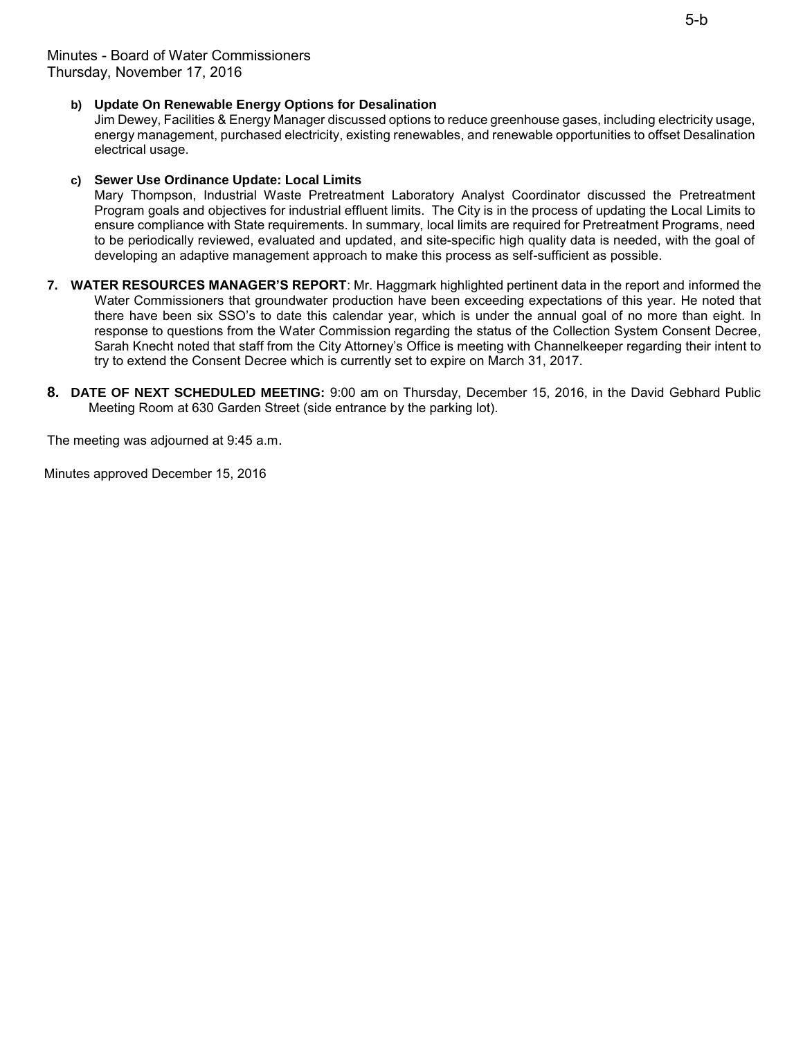**b) Update On Renewable Energy Options for Desalination**

Jim Dewey, Facilities & Energy Manager discussed options to reduce greenhouse gases, including electricity usage, energy management, purchased electricity, existing renewables, and renewable opportunities to offset Desalination electrical usage.

**c) Sewer Use Ordinance Update: Local Limits**

Mary Thompson, Industrial Waste Pretreatment Laboratory Analyst Coordinator discussed the Pretreatment Program goals and objectives for industrial effluent limits. The City is in the process of updating the Local Limits to ensure compliance with State requirements. In summary, local limits are required for Pretreatment Programs, need to be periodically reviewed, evaluated and updated, and site-specific high quality data is needed, with the goal of developing an adaptive management approach to make this process as self-sufficient as possible.

**7. WATER RESOURCES MANAGER'S REPORT**: Mr. Haggmark highlighted pertinent data in the report and informed the Water Commissioners that groundwater production have been exceeding expectations of this year. He noted that there have been six SSO's to date this calendar year, which is under the annual goal of no more than eight. In response to questions from the Water Commission regarding the status of the Collection System Consent Decree, Sarah Knecht noted that staff from the City Attorney's Office is meeting with Channelkeeper regarding their intent to try to extend the Consent Decree which is currently set to expire on March 31, 2017.

**8. DATE OF NEXT SCHEDULED MEETING:** 9:00 am on Thursday, December 15, 2016, in the David Gebhard Public Meeting Room at 630 Garden Street (side entrance by the parking lot).

The meeting was adjourned at 9:45 a.m.

Minutes approved December 15, 2016